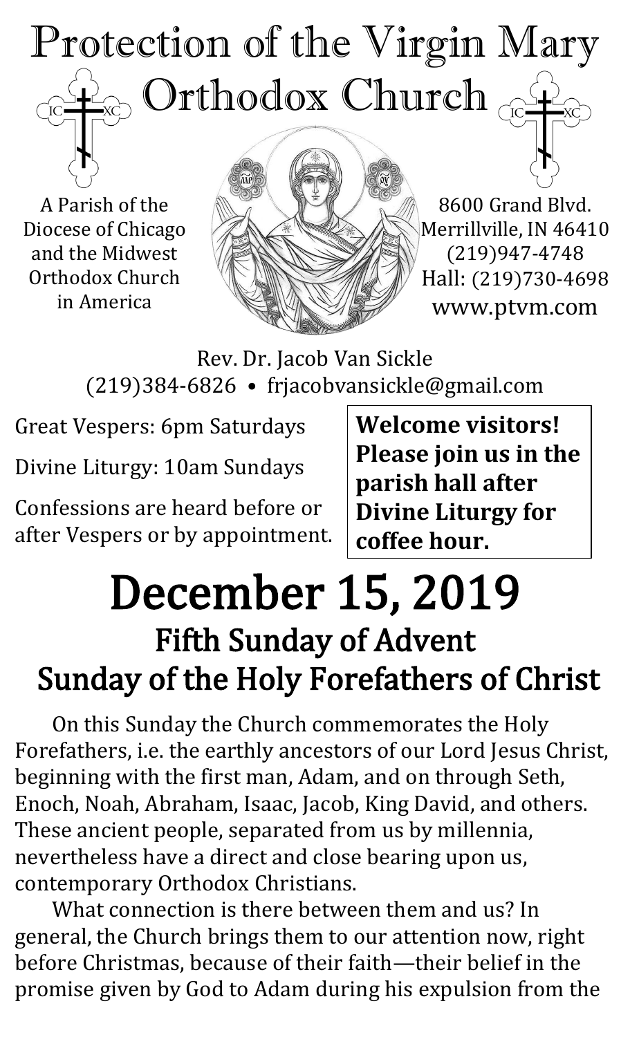# Protection of the Virgin Mary Orthodox Church

A Parish of the Diocese of Chicago and the Midwest Orthodox Church in America

8600 Grand Blvd.
Merrillville, IN 46410
(219)947-4748
Hall: (219)730-4698
www.ptvm.com

Rev. Dr. Jacob Van Sickle
(219)384-6826 • frjacobvansickle@gmail.com

Great Vespers: 6pm Saturdays

Divine Liturgy: 10am Sundays

Confessions are heard before or after Vespers or by appointment.

**Welcome visitors! Please join us in the parish hall after Divine Liturgy for coffee hour.**

# December 15, 2019

## Fifth Sunday of Advent
## Sunday of the Holy Forefathers of Christ

On this Sunday the Church commemorates the Holy Forefathers, i.e. the earthly ancestors of our Lord Jesus Christ, beginning with the first man, Adam, and on through Seth, Enoch, Noah, Abraham, Isaac, Jacob, King David, and others. These ancient people, separated from us by millennia, nevertheless have a direct and close bearing upon us, contemporary Orthodox Christians.

What connection is there between them and us? In general, the Church brings them to our attention now, right before Christmas, because of their faith—their belief in the promise given by God to Adam during his expulsion from the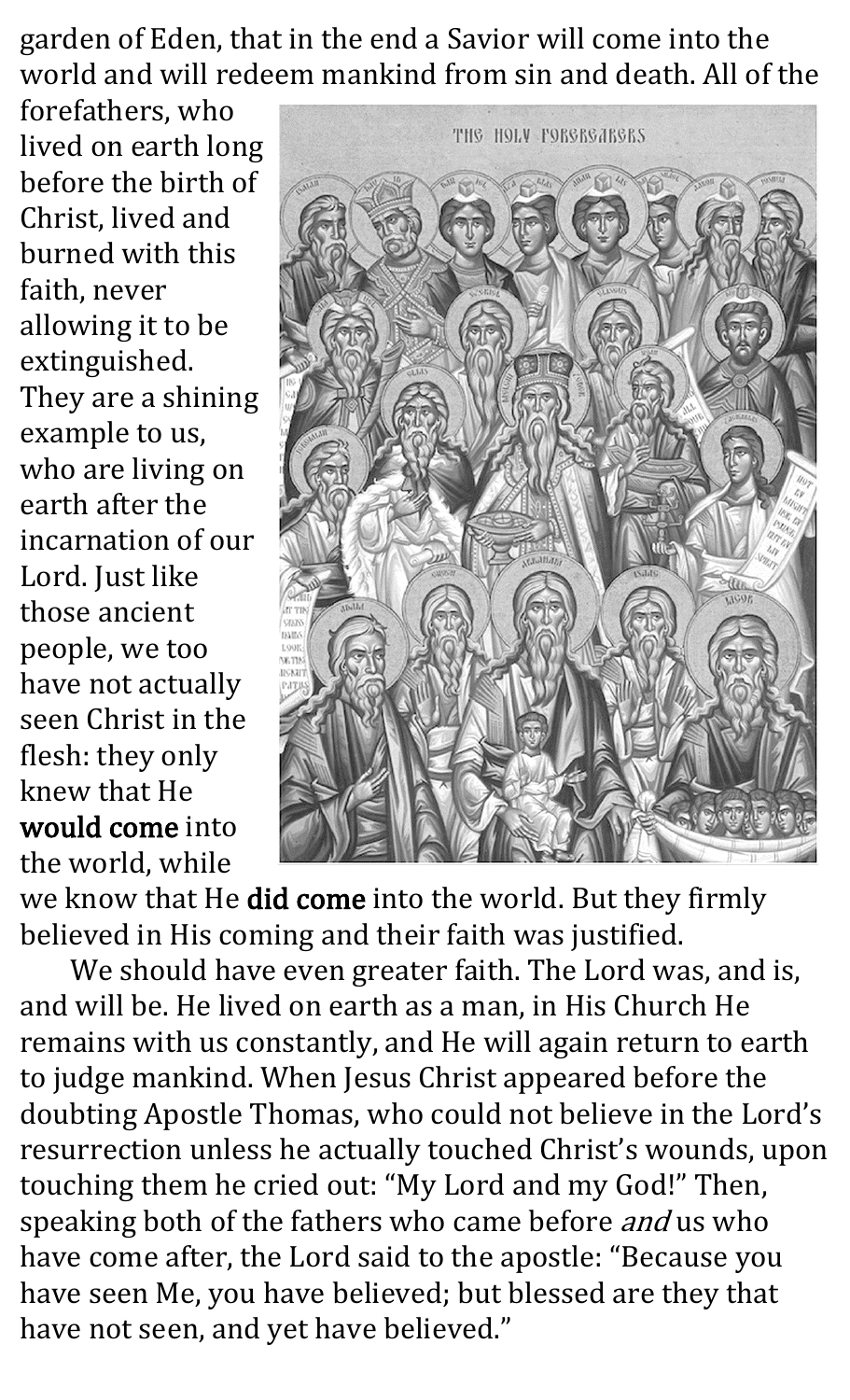garden of Eden, that in the end a Savior will come into the world and will redeem mankind from sin and death. All of the forefathers, who lived on earth long before the birth of Christ, lived and burned with this faith, never allowing it to be extinguished. They are a shining example to us, who are living on earth after the incarnation of our Lord. Just like those ancient people, we too have not actually seen Christ in the flesh: they only knew that He **would come** into the world, while we know that He **did come** into the world. But they firmly believed in His coming and their faith was justified.

We should have even greater faith. The Lord was, and is, and will be. He lived on earth as a man, in His Church He remains with us constantly, and He will again return to earth to judge mankind. When Jesus Christ appeared before the doubting Apostle Thomas, who could not believe in the Lord's resurrection unless he actually touched Christ's wounds, upon touching them he cried out: "My Lord and my God!" Then, speaking both of the fathers who came before *and* us who have come after, the Lord said to the apostle: "Because you have seen Me, you have believed; but blessed are they that have not seen, and yet have believed."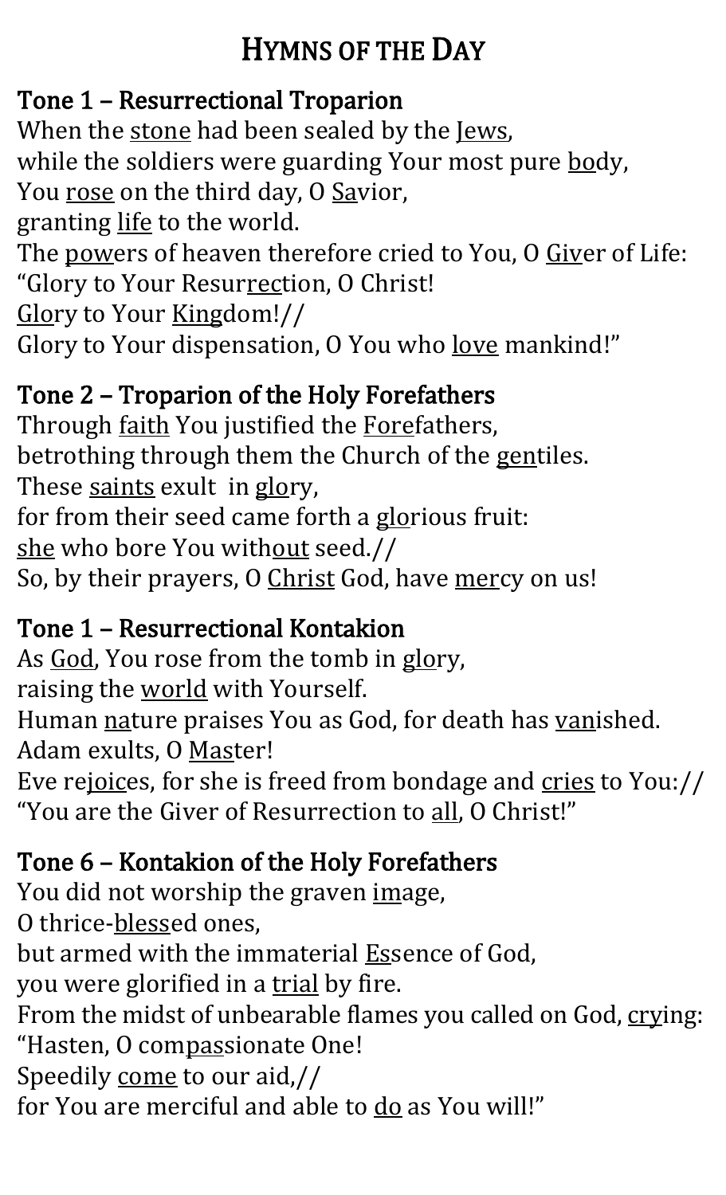# Hymns of the Day

## Tone 1 – Resurrectional Troparion

When the <u>stone</u> had been sealed by the <u>Jews</u>,
while the soldiers were guarding Your most pure <u>bo</u>dy,
You <u>rose</u> on the third day, O <u>Sa</u>vior,
granting <u>life</u> to the world.
The <u>pow</u>ers of heaven therefore cried to You, O <u>Giv</u>er of Life:
"Glory to Your Resur<u>rec</u>tion, O Christ!
<u>Glo</u>ry to Your <u>King</u>dom!//
Glory to Your dispensation, O You who <u>love</u> mankind!"

## Tone 2 – Troparion of the Holy Forefathers

Through <u>faith</u> You justified the <u>Fore</u>fathers,
betrothing through them the Church of the <u>gen</u>tiles.
These <u>saints</u> exult in <u>glo</u>ry,
for from their seed came forth a <u>glo</u>rious fruit:
<u>she</u> who bore You with<u>out</u> seed.//
So, by their prayers, O <u>Christ</u> God, have <u>mer</u>cy on us!

## Tone 1 – Resurrectional Kontakion

As <u>God</u>, You rose from the tomb in <u>glo</u>ry,
raising the <u>world</u> with Yourself.
Human <u>na</u>ture praises You as God, for death has <u>van</u>ished.
Adam exults, O <u>Mas</u>ter!
Eve re<u>joic</u>es, for she is freed from bondage and <u>cries</u> to You://
"You are the Giver of Resurrection to <u>all</u>, O Christ!"

## Tone 6 – Kontakion of the Holy Forefathers

You did not worship the graven <u>im</u>age,
O thrice-<u>bless</u>ed ones,
but armed with the immaterial <u>Es</u>sence of God,
you were glorified in a <u>trial</u> by fire.
From the midst of unbearable flames you called on God, <u>cry</u>ing:
"Hasten, O com<u>pas</u>sionate One!
Speedily <u>come</u> to our aid,//
for You are merciful and able to <u>do</u> as You will!"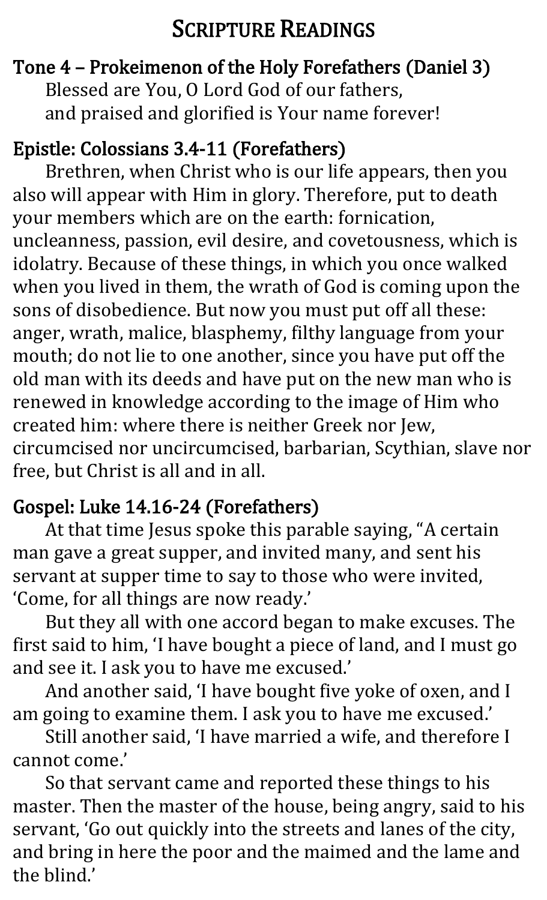# Scripture Readings

## Tone 4 – Prokeimenon of the Holy Forefathers (Daniel 3)

Blessed are You, O Lord God of our fathers,
and praised and glorified is Your name forever!

## Epistle: Colossians 3.4-11 (Forefathers)

Brethren, when Christ who is our life appears, then you also will appear with Him in glory. Therefore, put to death your members which are on the earth: fornication, uncleanness, passion, evil desire, and covetousness, which is idolatry. Because of these things, in which you once walked when you lived in them, the wrath of God is coming upon the sons of disobedience. But now you must put off all these: anger, wrath, malice, blasphemy, filthy language from your mouth; do not lie to one another, since you have put off the old man with its deeds and have put on the new man who is renewed in knowledge according to the image of Him who created him: where there is neither Greek nor Jew, circumcised nor uncircumcised, barbarian, Scythian, slave nor free, but Christ is all and in all.

## Gospel: Luke 14.16-24 (Forefathers)

At that time Jesus spoke this parable saying, "A certain man gave a great supper, and invited many, and sent his servant at supper time to say to those who were invited, 'Come, for all things are now ready.'

But they all with one accord began to make excuses. The first said to him, 'I have bought a piece of land, and I must go and see it. I ask you to have me excused.'

And another said, 'I have bought five yoke of oxen, and I am going to examine them. I ask you to have me excused.'

Still another said, 'I have married a wife, and therefore I cannot come.'

So that servant came and reported these things to his master. Then the master of the house, being angry, said to his servant, 'Go out quickly into the streets and lanes of the city, and bring in here the poor and the maimed and the lame and the blind.'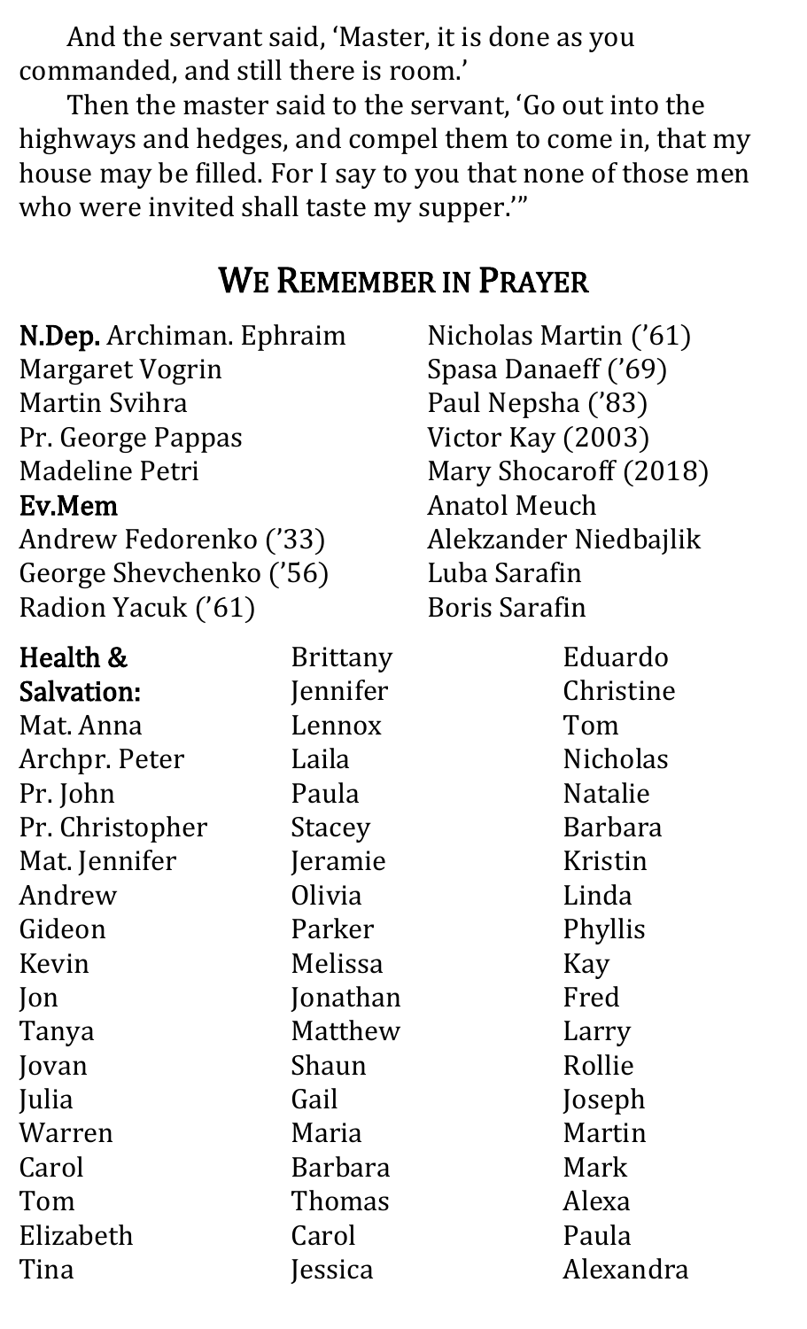And the servant said, 'Master, it is done as you commanded, and still there is room.'

Then the master said to the servant, 'Go out into the highways and hedges, and compel them to come in, that my house may be filled. For I say to you that none of those men who were invited shall taste my supper.'"

## We Remember in Prayer

**N.Dep.** Archiman. Ephraim
Margaret Vogrin
Martin Svihra
Pr. George Pappas
Madeline Petri

**Ev.Mem**
Andrew Fedorenko ('33)
George Shevchenko ('56)
Radion Yacuk ('61)
Nicholas Martin ('61)
Spasa Danaeff ('69)
Paul Nepsha ('83)
Victor Kay (2003)
Mary Shocaroff (2018)
Anatol Meuch
Alekzander Niedbajlik
Luba Sarafin
Boris Sarafin

**Health & Salvation:**
Mat. Anna
Archpr. Peter
Pr. John
Pr. Christopher
Mat. Jennifer
Andrew
Gideon
Kevin
Jon
Tanya
Jovan
Julia
Warren
Carol
Tom
Elizabeth
Tina
Brittany
Jennifer
Lennox
Laila
Paula
Stacey
Jeramie
Olivia
Parker
Melissa
Jonathan
Matthew
Shaun
Gail
Maria
Barbara
Thomas
Carol
Jessica
Eduardo
Christine
Tom
Nicholas
Natalie
Barbara
Kristin
Linda
Phyllis
Kay
Fred
Larry
Rollie
Joseph
Martin
Mark
Alexa
Paula
Alexandra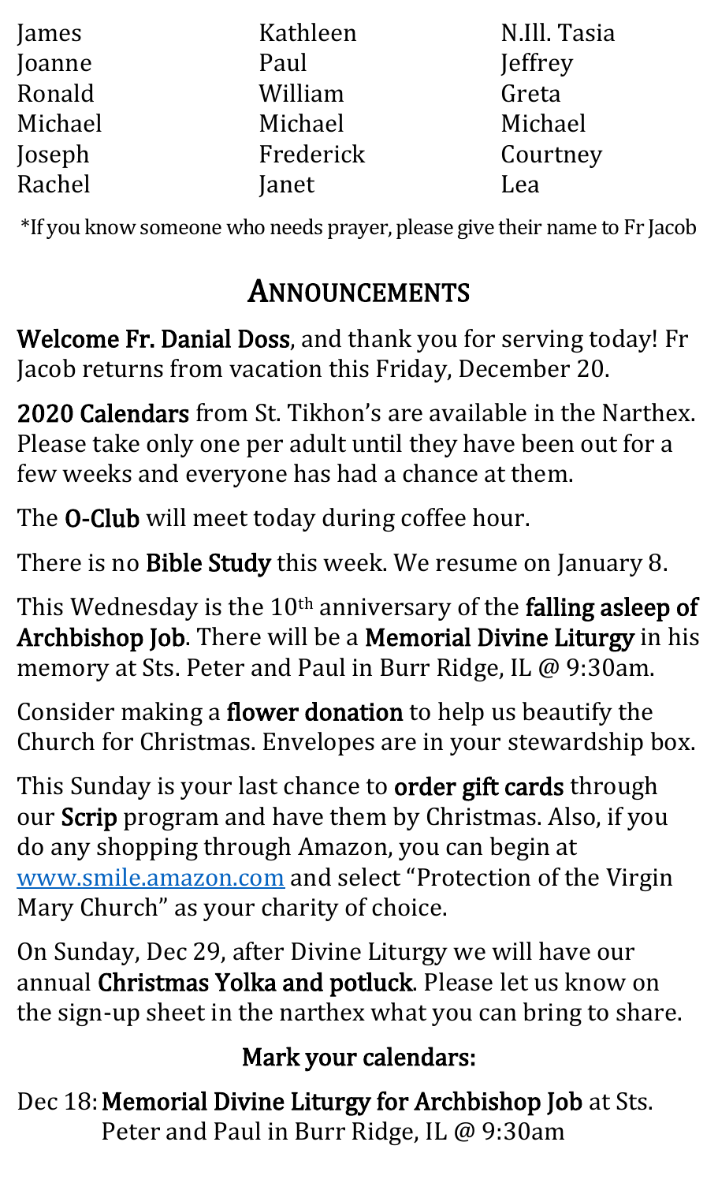| | | |
|---|---|---|
| James | Kathleen | N.Ill. Tasia |
| Joanne | Paul | Jeffrey |
| Ronald | William | Greta |
| Michael | Michael | Michael |
| Joseph | Frederick | Courtney |
| Rachel | Janet | Lea |

*If you know someone who needs prayer, please give their name to Fr Jacob

## ANNOUNCEMENTS

**Welcome Fr. Danial Doss**, and thank you for serving today! Fr Jacob returns from vacation this Friday, December 20.

**2020 Calendars** from St. Tikhon's are available in the Narthex. Please take only one per adult until they have been out for a few weeks and everyone has had a chance at them.

The **O-Club** will meet today during coffee hour.

There is no **Bible Study** this week. We resume on January 8.

This Wednesday is the 10th anniversary of the **falling asleep of Archbishop Job**. There will be a **Memorial Divine Liturgy** in his memory at Sts. Peter and Paul in Burr Ridge, IL @ 9:30am.

Consider making a **flower donation** to help us beautify the Church for Christmas. Envelopes are in your stewardship box.

This Sunday is your last chance to **order gift cards** through our **Scrip** program and have them by Christmas. Also, if you do any shopping through Amazon, you can begin at www.smile.amazon.com and select "Protection of the Virgin Mary Church" as your charity of choice.

On Sunday, Dec 29, after Divine Liturgy we will have our annual **Christmas Yolka and potluck**. Please let us know on the sign-up sheet in the narthex what you can bring to share.

### Mark your calendars:

Dec 18: **Memorial Divine Liturgy for Archbishop Job** at Sts. Peter and Paul in Burr Ridge, IL @ 9:30am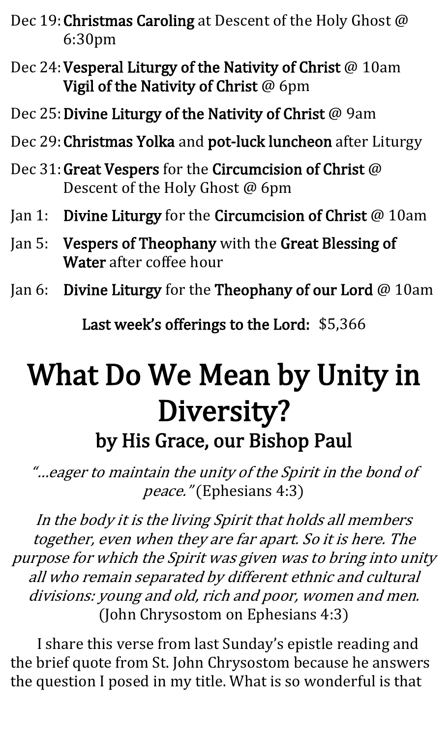Dec 19: **Christmas Caroling** at Descent of the Holy Ghost @ 6:30pm

Dec 24: **Vesperal Liturgy of the Nativity of Christ** @ 10am
**Vigil of the Nativity of Christ** @ 6pm

Dec 25: **Divine Liturgy of the Nativity of Christ** @ 9am

Dec 29: **Christmas Yolka** and **pot-luck luncheon** after Liturgy

Dec 31: **Great Vespers** for the **Circumcision of Christ** @ Descent of the Holy Ghost @ 6pm

Jan 1: **Divine Liturgy** for the **Circumcision of Christ** @ 10am

Jan 5: **Vespers of Theophany** with the **Great Blessing of Water** after coffee hour

Jan 6: **Divine Liturgy** for the **Theophany of our Lord** @ 10am

**Last week's offerings to the Lord:** $5,366

# What Do We Mean by Unity in Diversity?

## by His Grace, our Bishop Paul

*"…eager to maintain the unity of the Spirit in the bond of peace."* (Ephesians 4:3)

*In the body it is the living Spirit that holds all members together, even when they are far apart. So it is here. The purpose for which the Spirit was given was to bring into unity all who remain separated by different ethnic and cultural divisions: young and old, rich and poor, women and men.* (John Chrysostom on Ephesians 4:3)

I share this verse from last Sunday's epistle reading and the brief quote from St. John Chrysostom because he answers the question I posed in my title. What is so wonderful is that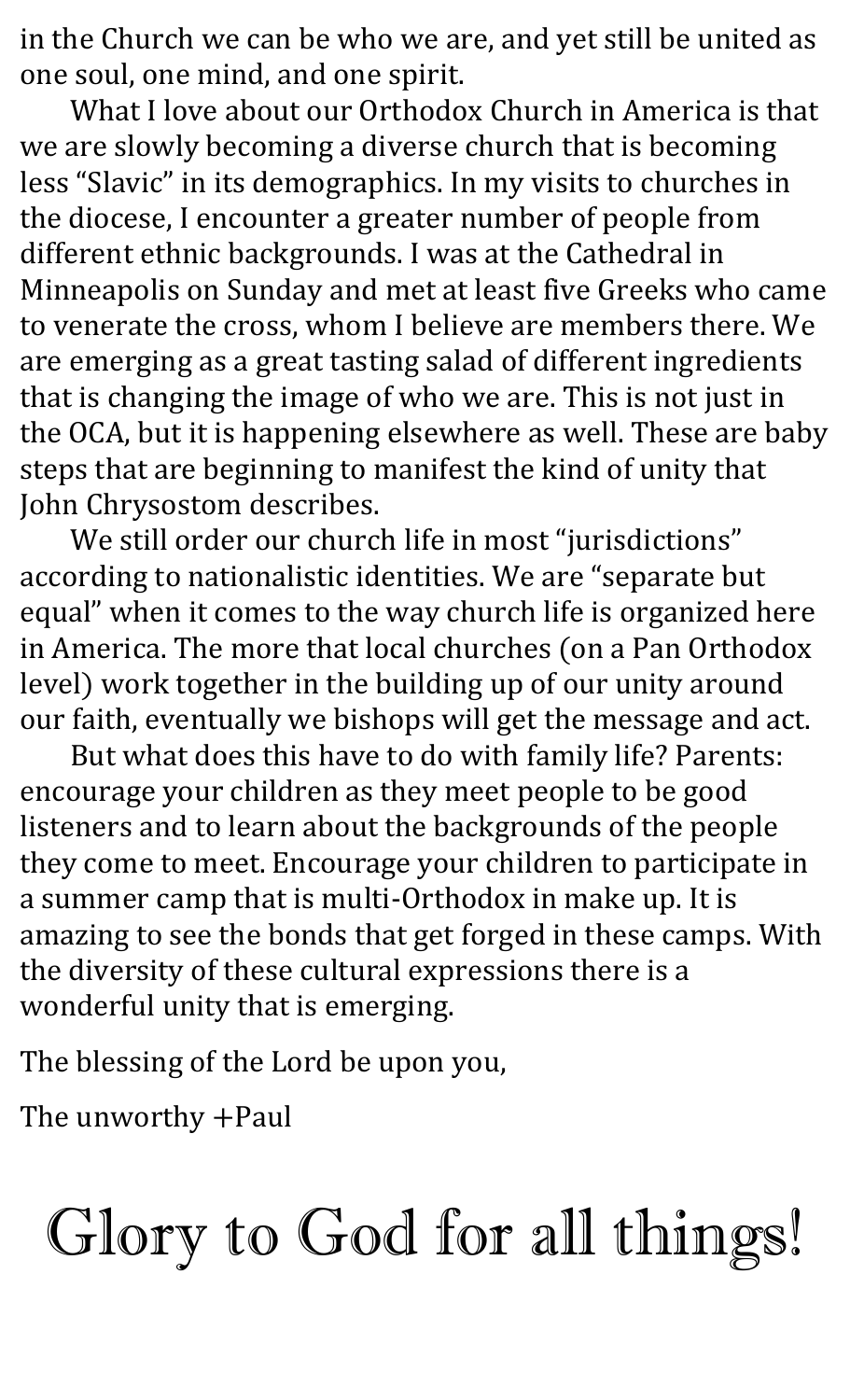in the Church we can be who we are, and yet still be united as one soul, one mind, and one spirit.

What I love about our Orthodox Church in America is that we are slowly becoming a diverse church that is becoming less "Slavic" in its demographics. In my visits to churches in the diocese, I encounter a greater number of people from different ethnic backgrounds. I was at the Cathedral in Minneapolis on Sunday and met at least five Greeks who came to venerate the cross, whom I believe are members there. We are emerging as a great tasting salad of different ingredients that is changing the image of who we are. This is not just in the OCA, but it is happening elsewhere as well. These are baby steps that are beginning to manifest the kind of unity that John Chrysostom describes.

We still order our church life in most "jurisdictions" according to nationalistic identities. We are "separate but equal" when it comes to the way church life is organized here in America. The more that local churches (on a Pan Orthodox level) work together in the building up of our unity around our faith, eventually we bishops will get the message and act.

But what does this have to do with family life? Parents: encourage your children as they meet people to be good listeners and to learn about the backgrounds of the people they come to meet. Encourage your children to participate in a summer camp that is multi-Orthodox in make up. It is amazing to see the bonds that get forged in these camps. With the diversity of these cultural expressions there is a wonderful unity that is emerging.

The blessing of the Lord be upon you,

The unworthy +Paul

# Glory to God for all things!